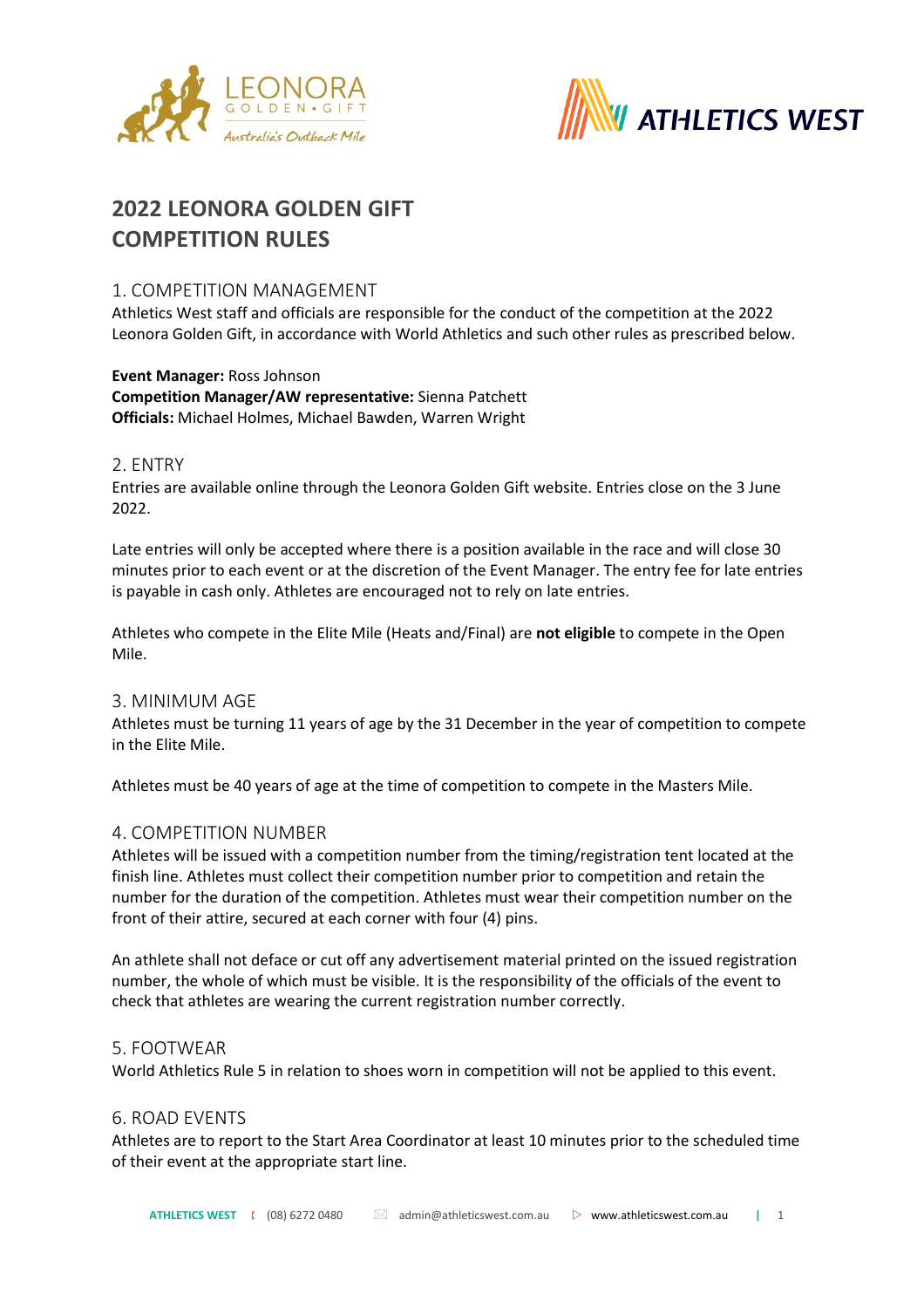# 2022 LEONORA GOLDEN GIFT COMPETITION RULES

## 1. COMPETITION MANAGEMENT

Athletics West staff and officials are responsible for the conduct of the competition at the 2022 Leonora Golden Gift, in accordance with World Athletics and such other rules as prescribed below.

**Event Manager:** Ross Johnson
**Competition Manager/AW representative:** Sienna Patchett
**Officials:** Michael Holmes, Michael Bawden, Warren Wright

## 2. ENTRY

Entries are available online through the Leonora Golden Gift website. Entries close on the 3 June 2022.

Late entries will only be accepted where there is a position available in the race and will close 30 minutes prior to each event or at the discretion of the Event Manager. The entry fee for late entries is payable in cash only. Athletes are encouraged not to rely on late entries.

Athletes who compete in the Elite Mile (Heats and/Final) are **not eligible** to compete in the Open Mile.

## 3. MINIMUM AGE

Athletes must be turning 11 years of age by the 31 December in the year of competition to compete in the Elite Mile.

Athletes must be 40 years of age at the time of competition to compete in the Masters Mile.

## 4. COMPETITION NUMBER

Athletes will be issued with a competition number from the timing/registration tent located at the finish line. Athletes must collect their competition number prior to competition and retain the number for the duration of the competition. Athletes must wear their competition number on the front of their attire, secured at each corner with four (4) pins.

An athlete shall not deface or cut off any advertisement material printed on the issued registration number, the whole of which must be visible. It is the responsibility of the officials of the event to check that athletes are wearing the current registration number correctly.

## 5. FOOTWEAR

World Athletics Rule 5 in relation to shoes worn in competition will not be applied to this event.

## 6. ROAD EVENTS

Athletes are to report to the Start Area Coordinator at least 10 minutes prior to the scheduled time of their event at the appropriate start line.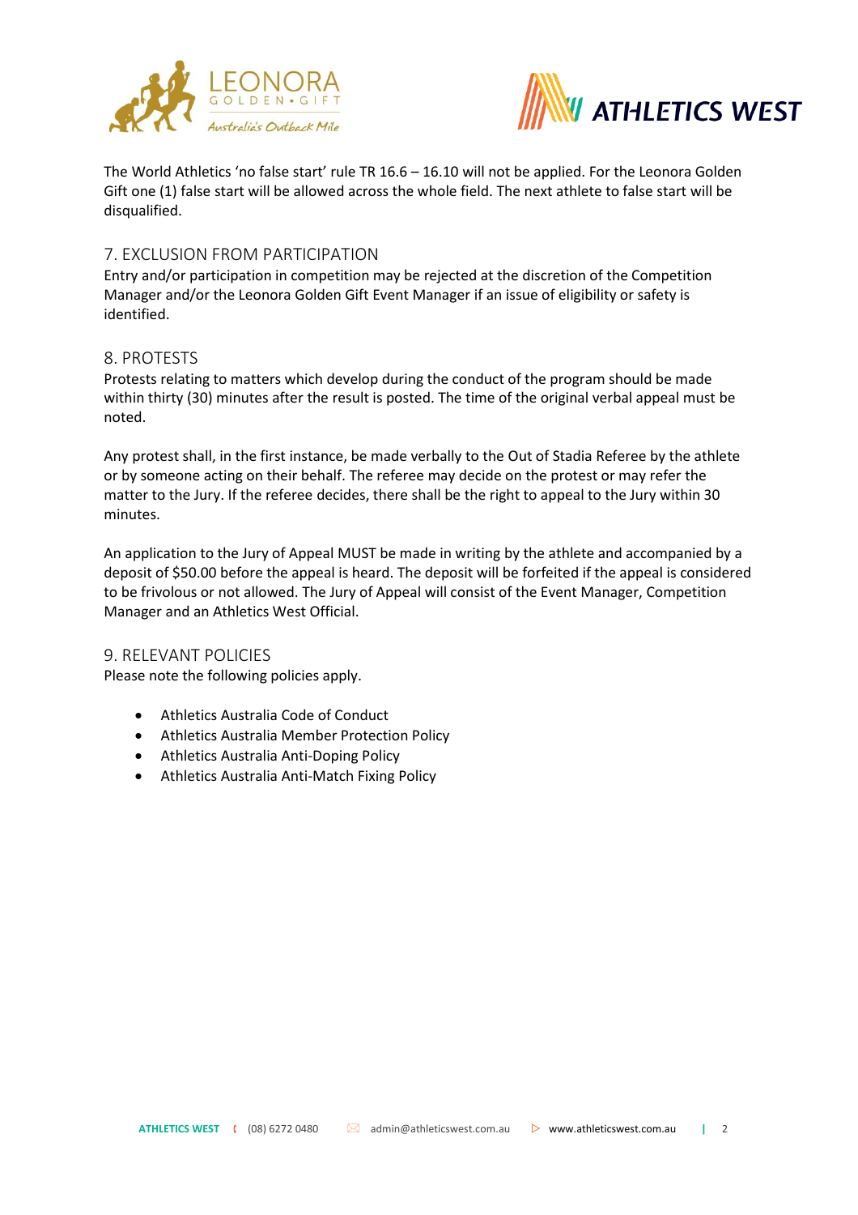The World Athletics 'no false start' rule TR 16.6 – 16.10 will not be applied. For the Leonora Golden Gift one (1) false start will be allowed across the whole field. The next athlete to false start will be disqualified.

## 7. EXCLUSION FROM PARTICIPATION

Entry and/or participation in competition may be rejected at the discretion of the Competition Manager and/or the Leonora Golden Gift Event Manager if an issue of eligibility or safety is identified.

## 8. PROTESTS

Protests relating to matters which develop during the conduct of the program should be made within thirty (30) minutes after the result is posted. The time of the original verbal appeal must be noted.

Any protest shall, in the first instance, be made verbally to the Out of Stadia Referee by the athlete or by someone acting on their behalf. The referee may decide on the protest or may refer the matter to the Jury. If the referee decides, there shall be the right to appeal to the Jury within 30 minutes.

An application to the Jury of Appeal MUST be made in writing by the athlete and accompanied by a deposit of $50.00 before the appeal is heard. The deposit will be forfeited if the appeal is considered to be frivolous or not allowed. The Jury of Appeal will consist of the Event Manager, Competition Manager and an Athletics West Official.

## 9. RELEVANT POLICIES

Please note the following policies apply.

- Athletics Australia Code of Conduct
- Athletics Australia Member Protection Policy
- Athletics Australia Anti-Doping Policy
- Athletics Australia Anti-Match Fixing Policy